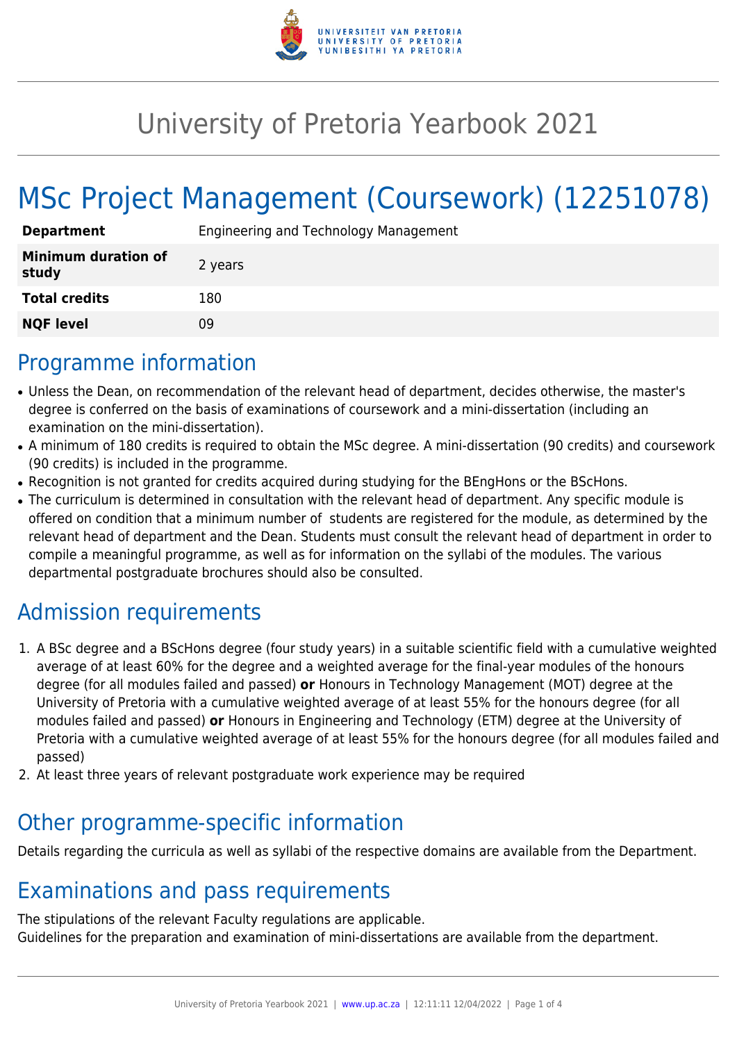# University of Pretoria Yearbook 2021

# MSc Project Management (Coursework) (12251078)

| | |
|---|---|
| **Department** | Engineering and Technology Management |
| **Minimum duration of study** | 2 years |
| **Total credits** | 180 |
| **NQF level** | 09 |

## Programme information

- Unless the Dean, on recommendation of the relevant head of department, decides otherwise, the master's degree is conferred on the basis of examinations of coursework and a mini-dissertation (including an examination on the mini-dissertation).
- A minimum of 180 credits is required to obtain the MSc degree. A mini-dissertation (90 credits) and coursework (90 credits) is included in the programme.
- Recognition is not granted for credits acquired during studying for the BEngHons or the BScHons.
- The curriculum is determined in consultation with the relevant head of department. Any specific module is offered on condition that a minimum number of students are registered for the module, as determined by the relevant head of department and the Dean. Students must consult the relevant head of department in order to compile a meaningful programme, as well as for information on the syllabi of the modules. The various departmental postgraduate brochures should also be consulted.

## Admission requirements

1. A BSc degree and a BScHons degree (four study years) in a suitable scientific field with a cumulative weighted average of at least 60% for the degree and a weighted average for the final-year modules of the honours degree (for all modules failed and passed) **or** Honours in Technology Management (MOT) degree at the University of Pretoria with a cumulative weighted average of at least 55% for the honours degree (for all modules failed and passed) **or** Honours in Engineering and Technology (ETM) degree at the University of Pretoria with a cumulative weighted average of at least 55% for the honours degree (for all modules failed and passed)
2. At least three years of relevant postgraduate work experience may be required

## Other programme-specific information

Details regarding the curricula as well as syllabi of the respective domains are available from the Department.

## Examinations and pass requirements

The stipulations of the relevant Faculty regulations are applicable.
Guidelines for the preparation and examination of mini-dissertations are available from the department.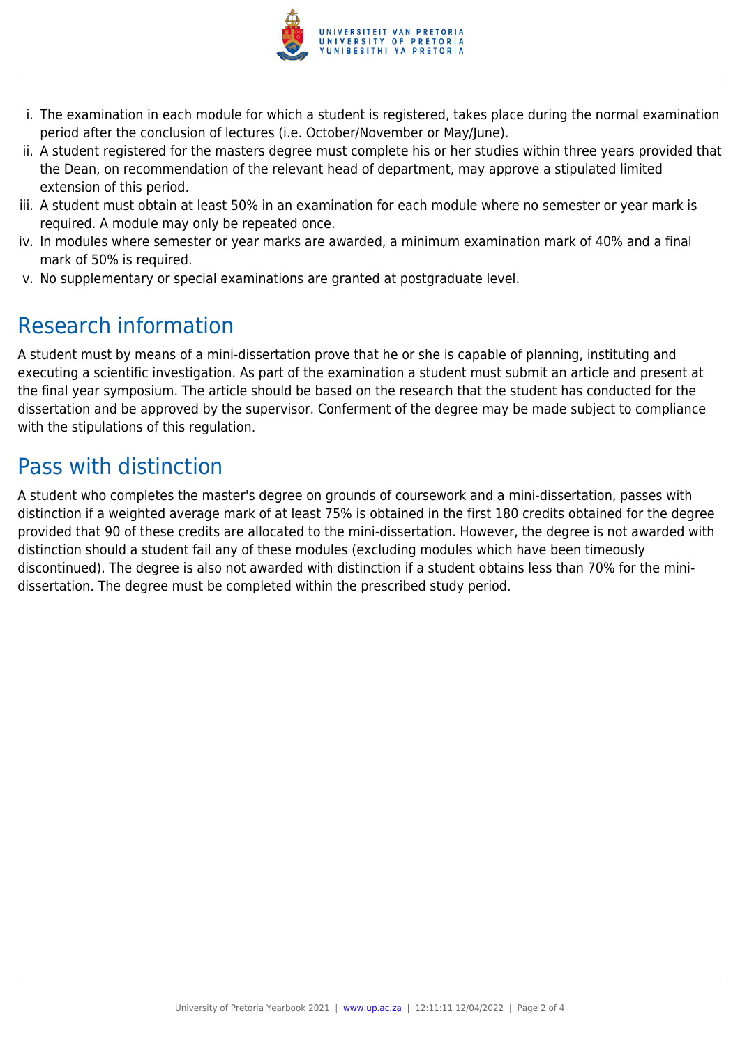i. The examination in each module for which a student is registered, takes place during the normal examination period after the conclusion of lectures (i.e. October/November or May/June).
ii. A student registered for the masters degree must complete his or her studies within three years provided that the Dean, on recommendation of the relevant head of department, may approve a stipulated limited extension of this period.
iii. A student must obtain at least 50% in an examination for each module where no semester or year mark is required. A module may only be repeated once.
iv. In modules where semester or year marks are awarded, a minimum examination mark of 40% and a final mark of 50% is required.
v. No supplementary or special examinations are granted at postgraduate level.

## Research information

A student must by means of a mini-dissertation prove that he or she is capable of planning, instituting and executing a scientific investigation. As part of the examination a student must submit an article and present at the final year symposium. The article should be based on the research that the student has conducted for the dissertation and be approved by the supervisor. Conferment of the degree may be made subject to compliance with the stipulations of this regulation.

## Pass with distinction

A student who completes the master's degree on grounds of coursework and a mini-dissertation, passes with distinction if a weighted average mark of at least 75% is obtained in the first 180 credits obtained for the degree provided that 90 of these credits are allocated to the mini-dissertation. However, the degree is not awarded with distinction should a student fail any of these modules (excluding modules which have been timeously discontinued). The degree is also not awarded with distinction if a student obtains less than 70% for the mini-dissertation. The degree must be completed within the prescribed study period.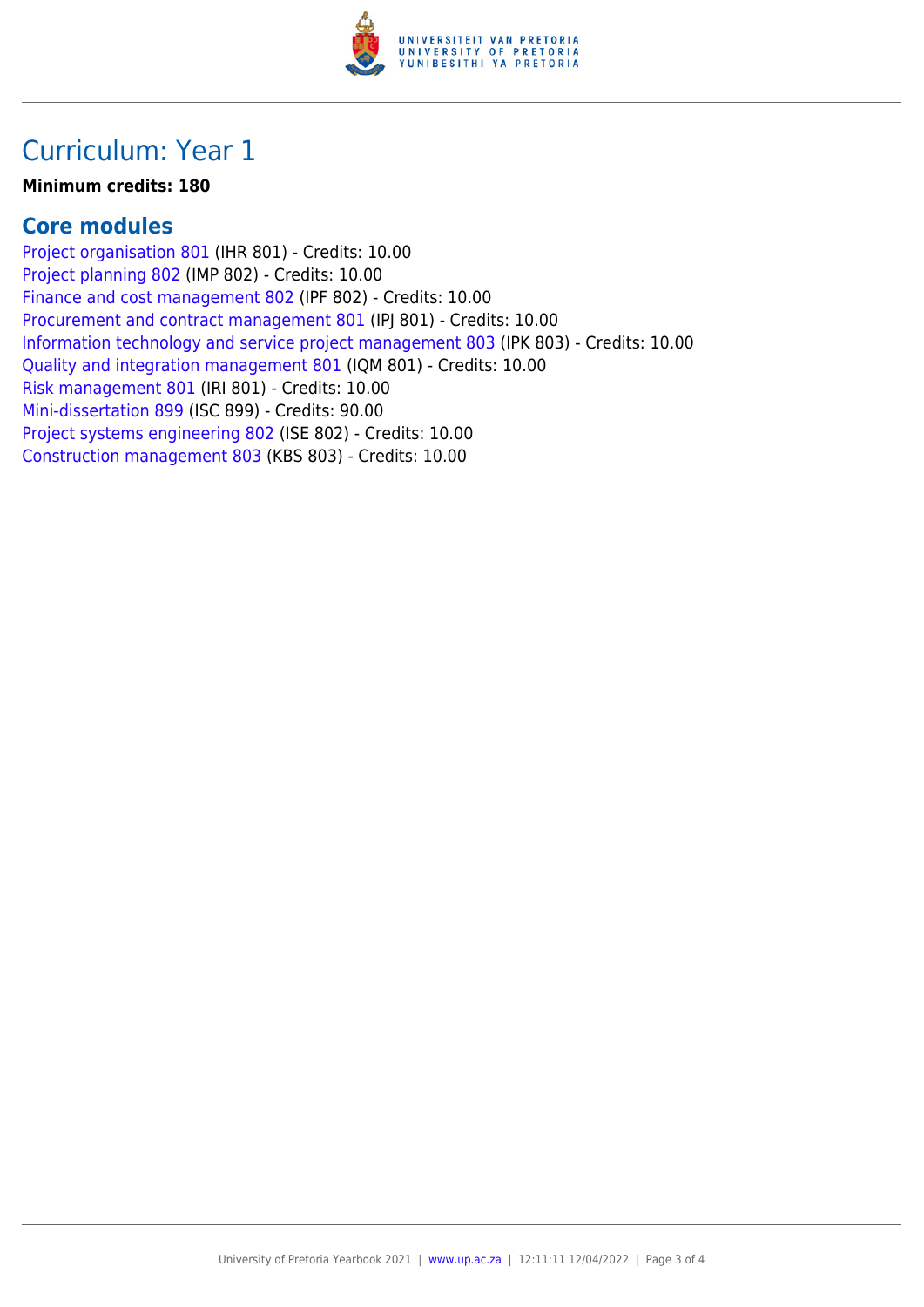# Curriculum: Year 1

**Minimum credits: 180**

## Core modules

Project organisation 801 (IHR 801) - Credits: 10.00
Project planning 802 (IMP 802) - Credits: 10.00
Finance and cost management 802 (IPF 802) - Credits: 10.00
Procurement and contract management 801 (IPJ 801) - Credits: 10.00
Information technology and service project management 803 (IPK 803) - Credits: 10.00
Quality and integration management 801 (IQM 801) - Credits: 10.00
Risk management 801 (IRI 801) - Credits: 10.00
Mini-dissertation 899 (ISC 899) - Credits: 90.00
Project systems engineering 802 (ISE 802) - Credits: 10.00
Construction management 803 (KBS 803) - Credits: 10.00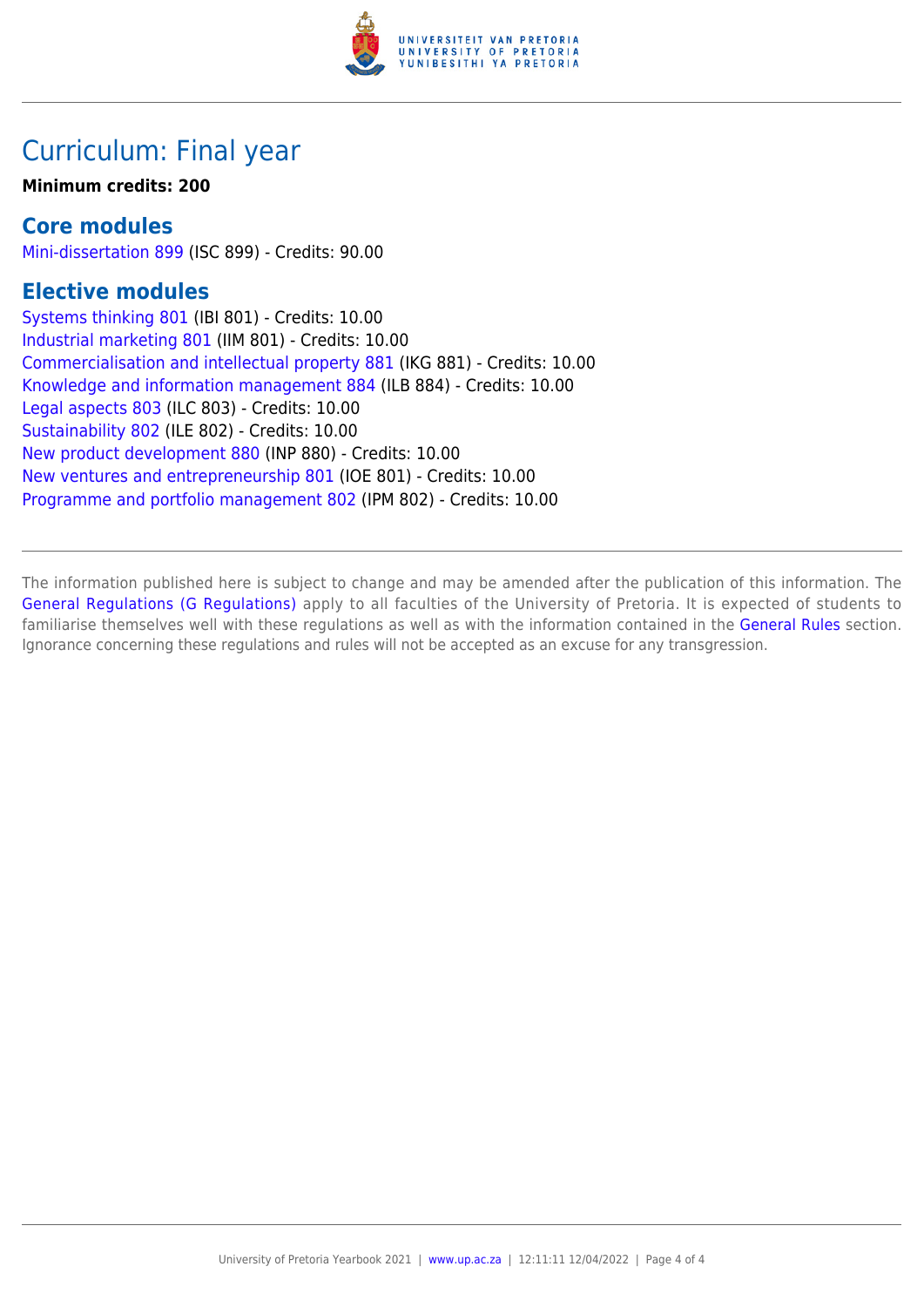# Curriculum: Final year

**Minimum credits: 200**

## Core modules

Mini-dissertation 899 (ISC 899) - Credits: 90.00

## Elective modules

Systems thinking 801 (IBI 801) - Credits: 10.00
Industrial marketing 801 (IIM 801) - Credits: 10.00
Commercialisation and intellectual property 881 (IKG 881) - Credits: 10.00
Knowledge and information management 884 (ILB 884) - Credits: 10.00
Legal aspects 803 (ILC 803) - Credits: 10.00
Sustainability 802 (ILE 802) - Credits: 10.00
New product development 880 (INP 880) - Credits: 10.00
New ventures and entrepreneurship 801 (IOE 801) - Credits: 10.00
Programme and portfolio management 802 (IPM 802) - Credits: 10.00

---

The information published here is subject to change and may be amended after the publication of this information. The General Regulations (G Regulations) apply to all faculties of the University of Pretoria. It is expected of students to familiarise themselves well with these regulations as well as with the information contained in the General Rules section. Ignorance concerning these regulations and rules will not be accepted as an excuse for any transgression.